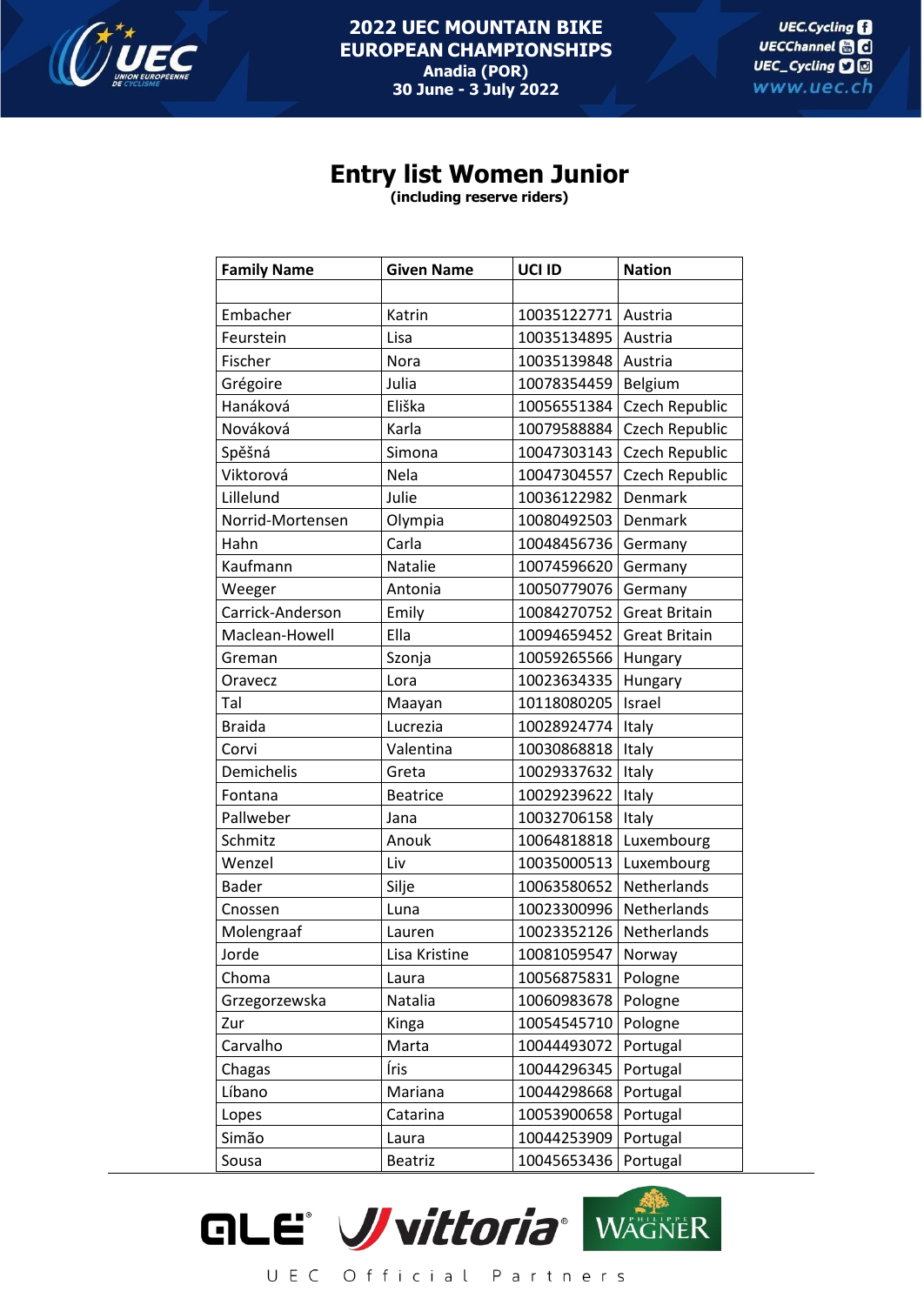2022 UEC MOUNTAIN BIKE EUROPEAN CHAMPIONSHIPS
Anadia (POR)
30 June - 3 July 2022

# Entry list Women Junior

**(including reserve riders)**

| Family Name | Given Name | UCI ID | Nation |
|---|---|---|---|
| | | | |
| Embacher | Katrin | 10035122771 | Austria |
| Feurstein | Lisa | 10035134895 | Austria |
| Fischer | Nora | 10035139848 | Austria |
| Grégoire | Julia | 10078354459 | Belgium |
| Hanáková | Eliška | 10056551384 | Czech Republic |
| Nováková | Karla | 10079588884 | Czech Republic |
| Spěšná | Simona | 10047303143 | Czech Republic |
| Viktorová | Nela | 10047304557 | Czech Republic |
| Lillelund | Julie | 10036122982 | Denmark |
| Norrid-Mortensen | Olympia | 10080492503 | Denmark |
| Hahn | Carla | 10048456736 | Germany |
| Kaufmann | Natalie | 10074596620 | Germany |
| Weeger | Antonia | 10050779076 | Germany |
| Carrick-Anderson | Emily | 10084270752 | Great Britain |
| Maclean-Howell | Ella | 10094659452 | Great Britain |
| Greman | Szonja | 10059265566 | Hungary |
| Oravecz | Lora | 10023634335 | Hungary |
| Tal | Maayan | 10118080205 | Israel |
| Braida | Lucrezia | 10028924774 | Italy |
| Corvi | Valentina | 10030868818 | Italy |
| Demichelis | Greta | 10029337632 | Italy |
| Fontana | Beatrice | 10029239622 | Italy |
| Pallweber | Jana | 10032706158 | Italy |
| Schmitz | Anouk | 10064818818 | Luxembourg |
| Wenzel | Liv | 10035000513 | Luxembourg |
| Bader | Silje | 10063580652 | Netherlands |
| Cnossen | Luna | 10023300996 | Netherlands |
| Molengraaf | Lauren | 10023352126 | Netherlands |
| Jorde | Lisa Kristine | 10081059547 | Norway |
| Choma | Laura | 10056875831 | Pologne |
| Grzegorzewska | Natalia | 10060983678 | Pologne |
| Zur | Kinga | 10054545710 | Pologne |
| Carvalho | Marta | 10044493072 | Portugal |
| Chagas | Íris | 10044296345 | Portugal |
| Líbano | Mariana | 10044298668 | Portugal |
| Lopes | Catarina | 10053900658 | Portugal |
| Simão | Laura | 10044253909 | Portugal |
| Sousa | Beatriz | 10045653436 | Portugal |

UEC Official Partners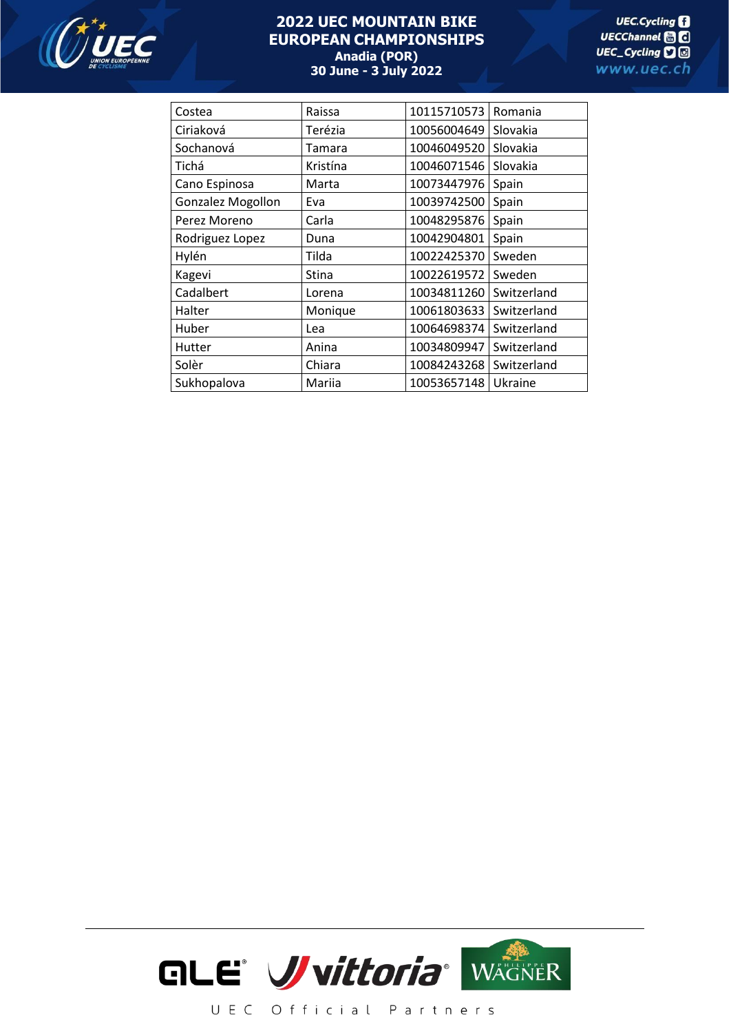| | | | |
|---|---|---|---|
| Costea | Raissa | 10115710573 | Romania |
| Ciriaková | Terézia | 10056004649 | Slovakia |
| Sochanová | Tamara | 10046049520 | Slovakia |
| Tichá | Kristína | 10046071546 | Slovakia |
| Cano Espinosa | Marta | 10073447976 | Spain |
| Gonzalez Mogollon | Eva | 10039742500 | Spain |
| Perez Moreno | Carla | 10048295876 | Spain |
| Rodriguez Lopez | Duna | 10042904801 | Spain |
| Hylén | Tilda | 10022425370 | Sweden |
| Kagevi | Stina | 10022619572 | Sweden |
| Cadalbert | Lorena | 10034811260 | Switzerland |
| Halter | Monique | 10061803633 | Switzerland |
| Huber | Lea | 10064698374 | Switzerland |
| Hutter | Anina | 10034809947 | Switzerland |
| Solèr | Chiara | 10084243268 | Switzerland |
| Sukhopalova | Mariia | 10053657148 | Ukraine |